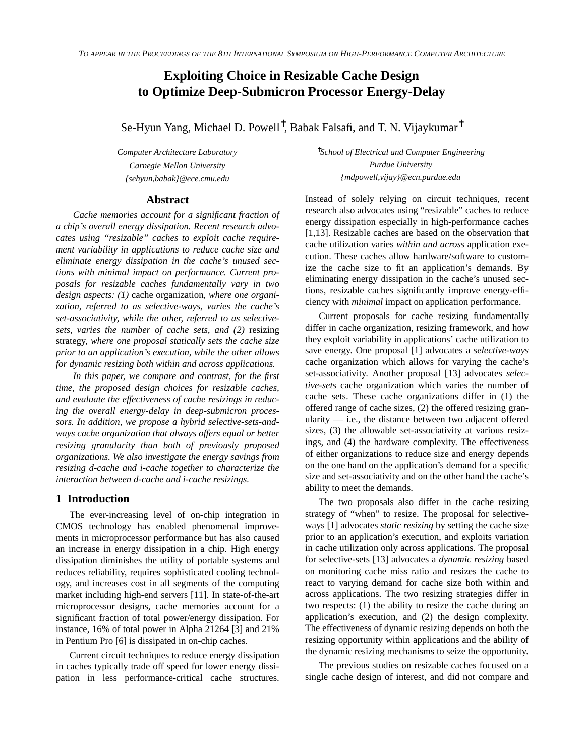*TO APPEAR IN THE PROCEEDINGS OF THE 8TH INTERNATIONAL SYMPOSIUM ON HIGH-PERFORMANCE COMPUTER ARCHITECTURE*

# Exploiting Choice in Resizable Cache Design to Optimize Deep-Submicron Processor Energy-Delay

Se-Hyun Yang, Michael D. Powell†, Babak Falsafi, and T. N. Vijaykumar†

*Computer Architecture Laboratory*
*Carnegie Mellon University*
*{sehyun,babak}@ece.cmu.edu*

†*School of Electrical and Computer Engineering*
*Purdue University*
*{mdpowell,vijay}@ecn.purdue.edu*

## Abstract

*Cache memories account for a significant fraction of a chip's overall energy dissipation. Recent research advocates using "resizable" caches to exploit cache requirement variability in applications to reduce cache size and eliminate energy dissipation in the cache's unused sections with minimal impact on performance. Current proposals for resizable caches fundamentally vary in two design aspects: (1)* cache organization*, where one organization, referred to as selective-ways, varies the cache's set-associativity, while the other, referred to as selective-sets, varies the number of cache sets, and (2)* resizing strategy*, where one proposal statically sets the cache size prior to an application's execution, while the other allows for dynamic resizing both within and across applications.*

*In this paper, we compare and contrast, for the first time, the proposed design choices for resizable caches, and evaluate the effectiveness of cache resizings in reducing the overall energy-delay in deep-submicron processors. In addition, we propose a hybrid selective-sets-and-ways cache organization that always offers equal or better resizing granularity than both of previously proposed organizations. We also investigate the energy savings from resizing d-cache and i-cache together to characterize the interaction between d-cache and i-cache resizings.*

## 1 Introduction

The ever-increasing level of on-chip integration in CMOS technology has enabled phenomenal improvements in microprocessor performance but has also caused an increase in energy dissipation in a chip. High energy dissipation diminishes the utility of portable systems and reduces reliability, requires sophisticated cooling technology, and increases cost in all segments of the computing market including high-end servers [11]. In state-of-the-art microprocessor designs, cache memories account for a significant fraction of total power/energy dissipation. For instance, 16% of total power in Alpha 21264 [3] and 21% in Pentium Pro [6] is dissipated in on-chip caches.

Current circuit techniques to reduce energy dissipation in caches typically trade off speed for lower energy dissipation in less performance-critical cache structures. Instead of solely relying on circuit techniques, recent research also advocates using "resizable" caches to reduce energy dissipation especially in high-performance caches [1,13]. Resizable caches are based on the observation that cache utilization varies *within and across* application execution. These caches allow hardware/software to customize the cache size to fit an application's demands. By eliminating energy dissipation in the cache's unused sections, resizable caches significantly improve energy-efficiency with *minimal* impact on application performance.

Current proposals for cache resizing fundamentally differ in cache organization, resizing framework, and how they exploit variability in applications' cache utilization to save energy. One proposal [1] advocates a *selective-ways* cache organization which allows for varying the cache's set-associativity. Another proposal [13] advocates *selective-sets* cache organization which varies the number of cache sets. These cache organizations differ in (1) the offered range of cache sizes, (2) the offered resizing granularity — i.e., the distance between two adjacent offered sizes, (3) the allowable set-associativity at various resizings, and (4) the hardware complexity. The effectiveness of either organizations to reduce size and energy depends on the one hand on the application's demand for a specific size and set-associativity and on the other hand the cache's ability to meet the demands.

The two proposals also differ in the cache resizing strategy of "when" to resize. The proposal for selective-ways [1] advocates *static resizing* by setting the cache size prior to an application's execution, and exploits variation in cache utilization only across applications. The proposal for selective-sets [13] advocates a *dynamic resizing* based on monitoring cache miss ratio and resizes the cache to react to varying demand for cache size both within and across applications. The two resizing strategies differ in two respects: (1) the ability to resize the cache during an application's execution, and (2) the design complexity. The effectiveness of dynamic resizing depends on both the resizing opportunity within applications and the ability of the dynamic resizing mechanisms to seize the opportunity.

The previous studies on resizable caches focused on a single cache design of interest, and did not compare and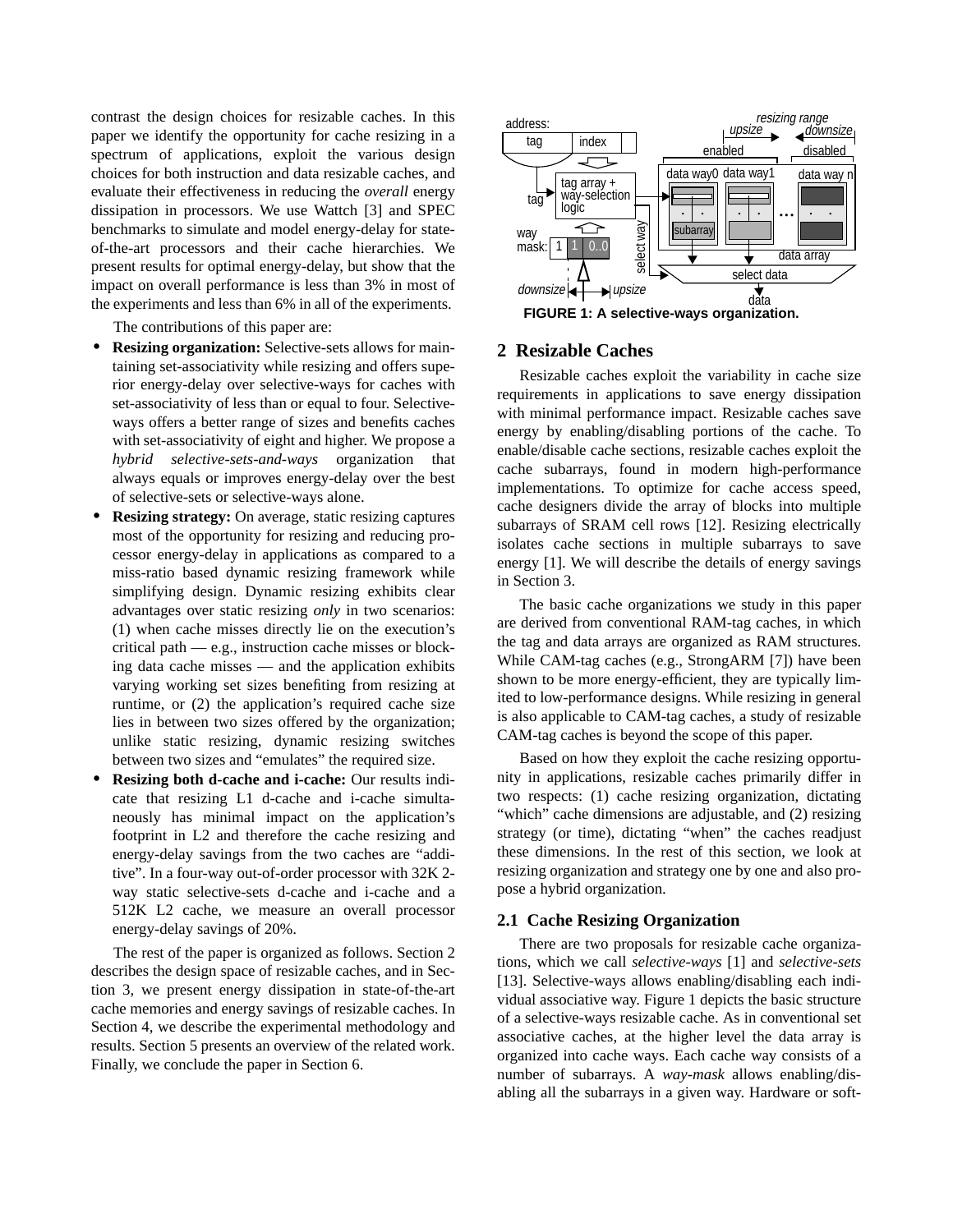contrast the design choices for resizable caches. In this paper we identify the opportunity for cache resizing in a spectrum of applications, exploit the various design choices for both instruction and data resizable caches, and evaluate their effectiveness in reducing the *overall* energy dissipation in processors. We use Wattch [3] and SPEC benchmarks to simulate and model energy-delay for state-of-the-art processors and their cache hierarchies. We present results for optimal energy-delay, but show that the impact on overall performance is less than 3% in most of the experiments and less than 6% in all of the experiments.

The contributions of this paper are:

- **Resizing organization:** Selective-sets allows for maintaining set-associativity while resizing and offers superior energy-delay over selective-ways for caches with set-associativity of less than or equal to four. Selective-ways offers a better range of sizes and benefits caches with set-associativity of eight and higher. We propose a *hybrid selective-sets-and-ways* organization that always equals or improves energy-delay over the best of selective-sets or selective-ways alone.
- **Resizing strategy:** On average, static resizing captures most of the opportunity for resizing and reducing processor energy-delay in applications as compared to a miss-ratio based dynamic resizing framework while simplifying design. Dynamic resizing exhibits clear advantages over static resizing *only* in two scenarios: (1) when cache misses directly lie on the execution's critical path — e.g., instruction cache misses or blocking data cache misses — and the application exhibits varying working set sizes benefiting from resizing at runtime, or (2) the application's required cache size lies in between two sizes offered by the organization; unlike static resizing, dynamic resizing switches between two sizes and "emulates" the required size.
- **Resizing both d-cache and i-cache:** Our results indicate that resizing L1 d-cache and i-cache simultaneously has minimal impact on the application's footprint in L2 and therefore the cache resizing and energy-delay savings from the two caches are "additive". In a four-way out-of-order processor with 32K 2-way static selective-sets d-cache and i-cache and a 512K L2 cache, we measure an overall processor energy-delay savings of 20%.

The rest of the paper is organized as follows. Section 2 describes the design space of resizable caches, and in Section 3, we present energy dissipation in state-of-the-art cache memories and energy savings of resizable caches. In Section 4, we describe the experimental methodology and results. Section 5 presents an overview of the related work. Finally, we conclude the paper in Section 6.

address: tag index
resizing range
upsize downsize
enabled disabled
tag array + way-selection logic
tag
data way0 data way1 data way n
subarray
way mask: 1 1 0..0
select way
data array
select data
downsize upsize
data

**FIGURE 1: A selective-ways organization.**

## 2 Resizable Caches

Resizable caches exploit the variability in cache size requirements in applications to save energy dissipation with minimal performance impact. Resizable caches save energy by enabling/disabling portions of the cache. To enable/disable cache sections, resizable caches exploit the cache subarrays, found in modern high-performance implementations. To optimize for cache access speed, cache designers divide the array of blocks into multiple subarrays of SRAM cell rows [12]. Resizing electrically isolates cache sections in multiple subarrays to save energy [1]. We will describe the details of energy savings in Section 3.

The basic cache organizations we study in this paper are derived from conventional RAM-tag caches, in which the tag and data arrays are organized as RAM structures. While CAM-tag caches (e.g., StrongARM [7]) have been shown to be more energy-efficient, they are typically limited to low-performance designs. While resizing in general is also applicable to CAM-tag caches, a study of resizable CAM-tag caches is beyond the scope of this paper.

Based on how they exploit the cache resizing opportunity in applications, resizable caches primarily differ in two respects: (1) cache resizing organization, dictating "which" cache dimensions are adjustable, and (2) resizing strategy (or time), dictating "when" the caches readjust these dimensions. In the rest of this section, we look at resizing organization and strategy one by one and also propose a hybrid organization.

### 2.1 Cache Resizing Organization

There are two proposals for resizable cache organizations, which we call *selective-ways* [1] and *selective-sets* [13]. Selective-ways allows enabling/disabling each individual associative way. Figure 1 depicts the basic structure of a selective-ways resizable cache. As in conventional set associative caches, at the higher level the data array is organized into cache ways. Each cache way consists of a number of subarrays. A *way-mask* allows enabling/disabling all the subarrays in a given way. Hardware or soft-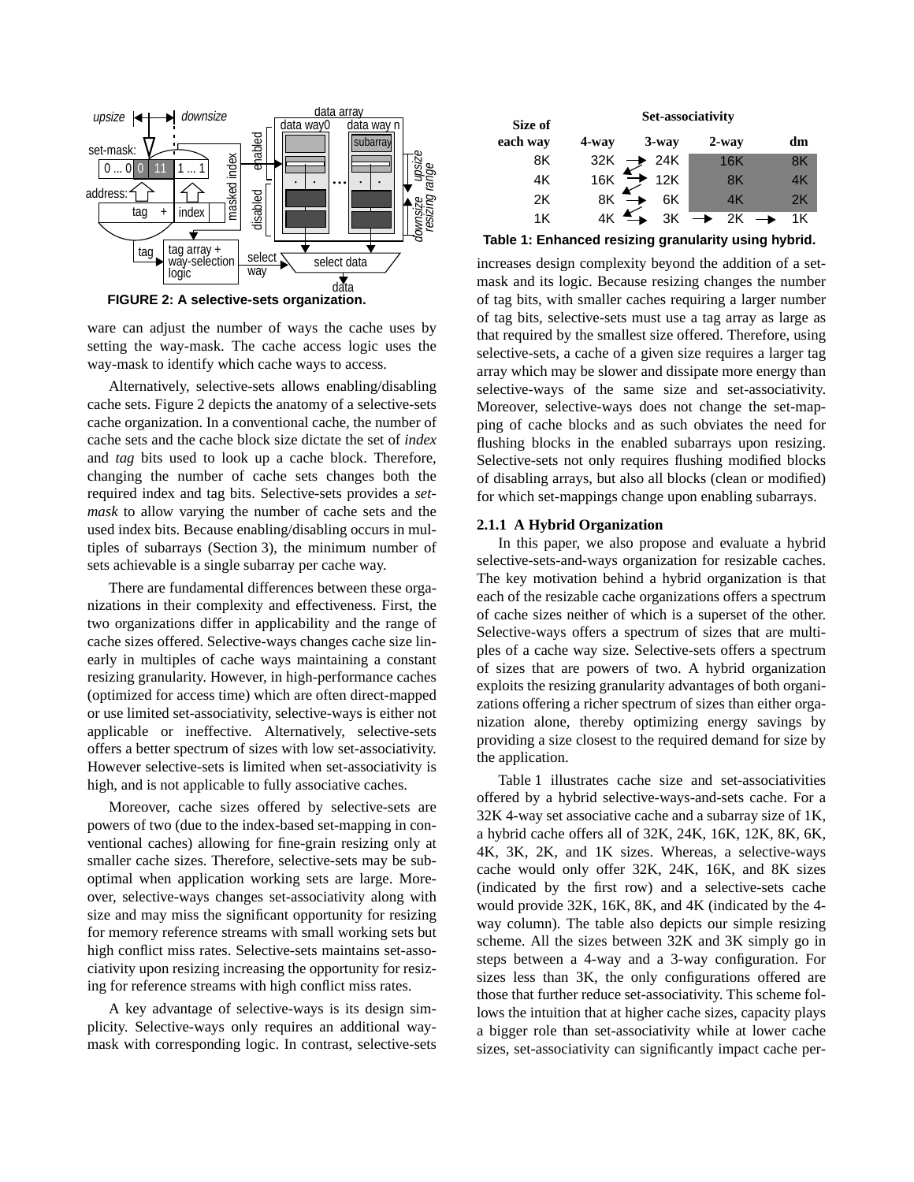upsize
downsize
set-mask:
0 ... 0 0 11 1 ... 1
address:
tag + index
masked index
enabled
disabled
data array
data way0
data way n
subarray
upsize
downsize
resizing range
tag
tag array + way-selection logic
select way
select data
data

FIGURE 2: A selective-sets organization.

ware can adjust the number of ways the cache uses by setting the way-mask. The cache access logic uses the way-mask to identify which cache ways to access.

Alternatively, selective-sets allows enabling/disabling cache sets. Figure 2 depicts the anatomy of a selective-sets cache organization. In a conventional cache, the number of cache sets and the cache block size dictate the set of *index* and *tag* bits used to look up a cache block. Therefore, changing the number of cache sets changes both the required index and tag bits. Selective-sets provides a *set-mask* to allow varying the number of cache sets and the used index bits. Because enabling/disabling occurs in multiples of subarrays (Section 3), the minimum number of sets achievable is a single subarray per cache way.

There are fundamental differences between these organizations in their complexity and effectiveness. First, the two organizations differ in applicability and the range of cache sizes offered. Selective-ways changes cache size linearly in multiples of cache ways maintaining a constant resizing granularity. However, in high-performance caches (optimized for access time) which are often direct-mapped or use limited set-associativity, selective-ways is either not applicable or ineffective. Alternatively, selective-sets offers a better spectrum of sizes with low set-associativity. However selective-sets is limited when set-associativity is high, and is not applicable to fully associative caches.

Moreover, cache sizes offered by selective-sets are powers of two (due to the index-based set-mapping in conventional caches) allowing for fine-grain resizing only at smaller cache sizes. Therefore, selective-sets may be suboptimal when application working sets are large. Moreover, selective-ways changes set-associativity along with size and may miss the significant opportunity for resizing for memory reference streams with small working sets but high conflict miss rates. Selective-sets maintains set-associativity upon resizing increasing the opportunity for resizing for reference streams with high conflict miss rates.

A key advantage of selective-ways is its design simplicity. Selective-ways only requires an additional way-mask with corresponding logic. In contrast, selective-sets increases design complexity beyond the addition of a set-mask and its logic. Because resizing changes the number of tag bits, with smaller caches requiring a larger number of tag bits, selective-sets must use a tag array as large as that required by the smallest size offered. Therefore, using selective-sets, a cache of a given size requires a larger tag array which may be slower and dissipate more energy than selective-ways of the same size and set-associativity. Moreover, selective-ways does not change the set-mapping of cache blocks and as such obviates the need for flushing blocks in the enabled subarrays upon resizing. Selective-sets not only requires flushing modified blocks of disabling arrays, but also all blocks (clean or modified) for which set-mappings change upon enabling subarrays.

| Size of each way | Set-associativity: 4-way | 3-way | 2-way | dm |
|---|---|---|---|---|
| 8K | 32K → | 24K | 16K | 8K |
| 4K | 16K → | 12K | 8K | 4K |
| 2K | 8K → | 6K | 4K | 2K |
| 1K | 4K → | 3K → | 2K → | 1K |

**Table 1: Enhanced resizing granularity using hybrid.**

### 2.1.1 A Hybrid Organization

In this paper, we also propose and evaluate a hybrid selective-sets-and-ways organization for resizable caches. The key motivation behind a hybrid organization is that each of the resizable cache organizations offers a spectrum of cache sizes neither of which is a superset of the other. Selective-ways offers a spectrum of sizes that are multiples of a cache way size. Selective-sets offers a spectrum of sizes that are powers of two. A hybrid organization exploits the resizing granularity advantages of both organizations offering a richer spectrum of sizes than either organization alone, thereby optimizing energy savings by providing a size closest to the required demand for size by the application.

Table 1 illustrates cache size and set-associativities offered by a hybrid selective-ways-and-sets cache. For a 32K 4-way set associative cache and a subarray size of 1K, a hybrid cache offers all of 32K, 24K, 16K, 12K, 8K, 6K, 4K, 3K, 2K, and 1K sizes. Whereas, a selective-ways cache would only offer 32K, 24K, 16K, and 8K sizes (indicated by the first row) and a selective-sets cache would provide 32K, 16K, 8K, and 4K (indicated by the 4-way column). The table also depicts our simple resizing scheme. All the sizes between 32K and 3K simply go in steps between a 4-way and a 3-way configuration. For sizes less than 3K, the only configurations offered are those that further reduce set-associativity. This scheme follows the intuition that at higher cache sizes, capacity plays a bigger role than set-associativity while at lower cache sizes, set-associativity can significantly impact cache per-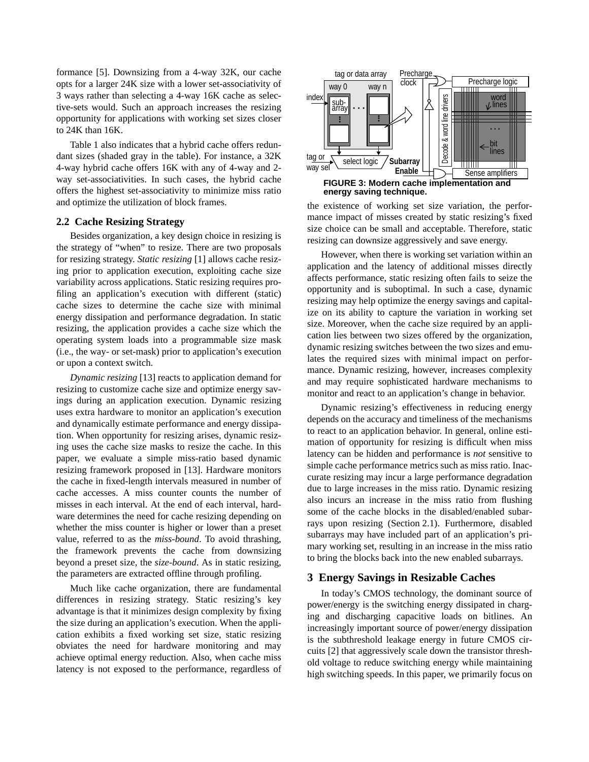formance [5]. Downsizing from a 4-way 32K, our cache opts for a larger 24K size with a lower set-associativity of 3 ways rather than selecting a 4-way 16K cache as selective-sets would. Such an approach increases the resizing opportunity for applications with working set sizes closer to 24K than 16K.

Table 1 also indicates that a hybrid cache offers redundant sizes (shaded gray in the table). For instance, a 32K 4-way hybrid cache offers 16K with any of 4-way and 2-way set-associativities. In such cases, the hybrid cache offers the highest set-associativity to minimize miss ratio and optimize the utilization of block frames.

### 2.2 Cache Resizing Strategy

Besides organization, a key design choice in resizing is the strategy of "when" to resize. There are two proposals for resizing strategy. *Static resizing* [1] allows cache resizing prior to application execution, exploiting cache size variability across applications. Static resizing requires profiling an application's execution with different (static) cache sizes to determine the cache size with minimal energy dissipation and performance degradation. In static resizing, the application provides a cache size which the operating system loads into a programmable size mask (i.e., the way- or set-mask) prior to application's execution or upon a context switch.

*Dynamic resizing* [13] reacts to application demand for resizing to customize cache size and optimize energy savings during an application execution. Dynamic resizing uses extra hardware to monitor an application's execution and dynamically estimate performance and energy dissipation. When opportunity for resizing arises, dynamic resizing uses the cache size masks to resize the cache. In this paper, we evaluate a simple miss-ratio based dynamic resizing framework proposed in [13]. Hardware monitors the cache in fixed-length intervals measured in number of cache accesses. A miss counter counts the number of misses in each interval. At the end of each interval, hardware determines the need for cache resizing depending on whether the miss counter is higher or lower than a preset value, referred to as the *miss-bound*. To avoid thrashing, the framework prevents the cache from downsizing beyond a preset size, the *size-bound*. As in static resizing, the parameters are extracted offline through profiling.

Much like cache organization, there are fundamental differences in resizing strategy. Static resizing's key advantage is that it minimizes design complexity by fixing the size during an application's execution. When the application exhibits a fixed working set size, static resizing obviates the need for hardware monitoring and may achieve optimal energy reduction. Also, when cache miss latency is not exposed to the performance, regardless of

tag or data array
Precharge clock
Precharge logic
way 0
way n
index
sub-array
word lines
Decode & word line drivers
bit lines
tag or way sel
select logic
Subarray Enable
Sense amplifiers

**FIGURE 3: Modern cache implementation and energy saving technique.**

the existence of working set size variation, the performance impact of misses created by static resizing's fixed size choice can be small and acceptable. Therefore, static resizing can downsize aggressively and save energy.

However, when there is working set variation within an application and the latency of additional misses directly affects performance, static resizing often fails to seize the opportunity and is suboptimal. In such a case, dynamic resizing may help optimize the energy savings and capitalize on its ability to capture the variation in working set size. Moreover, when the cache size required by an application lies between two sizes offered by the organization, dynamic resizing switches between the two sizes and emulates the required sizes with minimal impact on performance. Dynamic resizing, however, increases complexity and may require sophisticated hardware mechanisms to monitor and react to an application's change in behavior.

Dynamic resizing's effectiveness in reducing energy depends on the accuracy and timeliness of the mechanisms to react to an application behavior. In general, online estimation of opportunity for resizing is difficult when miss latency can be hidden and performance is *not* sensitive to simple cache performance metrics such as miss ratio. Inaccurate resizing may incur a large performance degradation due to large increases in the miss ratio. Dynamic resizing also incurs an increase in the miss ratio from flushing some of the cache blocks in the disabled/enabled subarrays upon resizing (Section 2.1). Furthermore, disabled subarrays may have included part of an application's primary working set, resulting in an increase in the miss ratio to bring the blocks back into the new enabled subarrays.

## 3 Energy Savings in Resizable Caches

In today's CMOS technology, the dominant source of power/energy is the switching energy dissipated in charging and discharging capacitive loads on bitlines. An increasingly important source of power/energy dissipation is the subthreshold leakage energy in future CMOS circuits [2] that aggressively scale down the transistor threshold voltage to reduce switching energy while maintaining high switching speeds. In this paper, we primarily focus on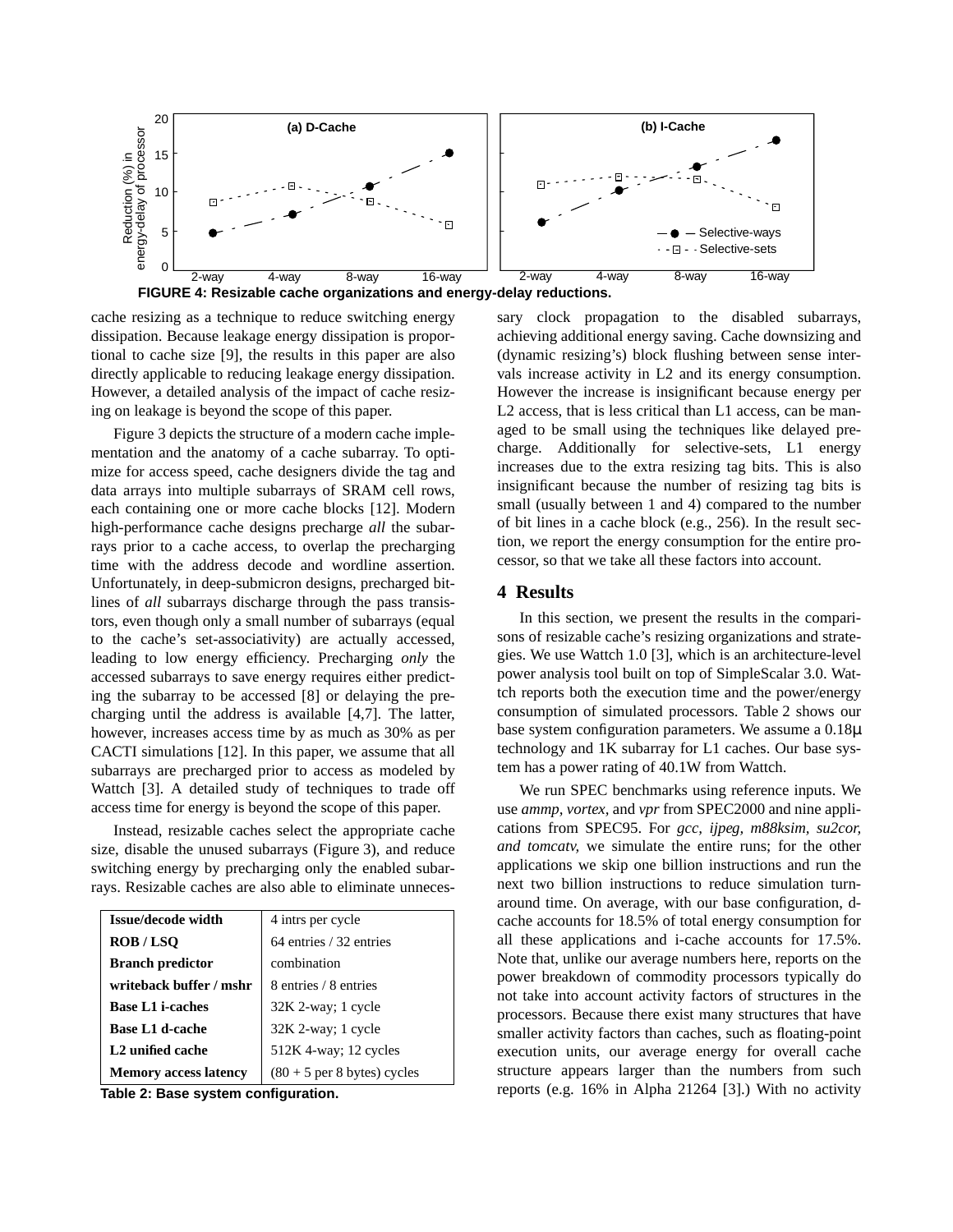20

15

10

5

0

Reduction (%) in energy-delay of processor

(a) D-Cache

2-way 4-way 8-way 16-way

(b) I-Cache

2-way 4-way 8-way 16-way

Selective-ways

Selective-sets

**FIGURE 4: Resizable cache organizations and energy-delay reductions.**

cache resizing as a technique to reduce switching energy dissipation. Because leakage energy dissipation is proportional to cache size [9], the results in this paper are also directly applicable to reducing leakage energy dissipation. However, a detailed analysis of the impact of cache resizing on leakage is beyond the scope of this paper.

Figure 3 depicts the structure of a modern cache implementation and the anatomy of a cache subarray. To optimize for access speed, cache designers divide the tag and data arrays into multiple subarrays of SRAM cell rows, each containing one or more cache blocks [12]. Modern high-performance cache designs precharge *all* the subarrays prior to a cache access, to overlap the precharging time with the address decode and wordline assertion. Unfortunately, in deep-submicron designs, precharged bitlines of *all* subarrays discharge through the pass transistors, even though only a small number of subarrays (equal to the cache's set-associativity) are actually accessed, leading to low energy efficiency. Precharging *only* the accessed subarrays to save energy requires either predicting the subarray to be accessed [8] or delaying the precharging until the address is available [4,7]. The latter, however, increases access time by as much as 30% as per CACTI simulations [12]. In this paper, we assume that all subarrays are precharged prior to access as modeled by Wattch [3]. A detailed study of techniques to trade off access time for energy is beyond the scope of this paper.

Instead, resizable caches select the appropriate cache size, disable the unused subarrays (Figure 3), and reduce switching energy by precharging only the enabled subarrays. Resizable caches are also able to eliminate unnecessary clock propagation to the disabled subarrays, achieving additional energy saving. Cache downsizing and (dynamic resizing's) block flushing between sense intervals increase activity in L2 and its energy consumption. However the increase is insignificant because energy per L2 access, that is less critical than L1 access, can be managed to be small using the techniques like delayed precharge. Additionally for selective-sets, L1 energy increases due to the extra resizing tag bits. This is also insignificant because the number of resizing tag bits is small (usually between 1 and 4) compared to the number of bit lines in a cache block (e.g., 256). In the result section, we report the energy consumption for the entire processor, so that we take all these factors into account.

| | |
|---|---|
| **Issue/decode width** | 4 intrs per cycle |
| **ROB / LSQ** | 64 entries / 32 entries |
| **Branch predictor** | combination |
| **writeback buffer / mshr** | 8 entries / 8 entries |
| **Base L1 i-caches** | 32K 2-way; 1 cycle |
| **Base L1 d-cache** | 32K 2-way; 1 cycle |
| **L2 unified cache** | 512K 4-way; 12 cycles |
| **Memory access latency** | (80 + 5 per 8 bytes) cycles |

**Table 2: Base system configuration.**

## 4 Results

In this section, we present the results in the comparisons of resizable cache's resizing organizations and strategies. We use Wattch 1.0 [3], which is an architecture-level power analysis tool built on top of SimpleScalar 3.0. Wattch reports both the execution time and the power/energy consumption of simulated processors. Table 2 shows our base system configuration parameters. We assume a 0.18μ technology and 1K subarray for L1 caches. Our base system has a power rating of 40.1W from Wattch.

We run SPEC benchmarks using reference inputs. We use *ammp, vortex,* and *vpr* from SPEC2000 and nine applications from SPEC95. For *gcc, ijpeg, m88ksim, su2cor, and tomcatv,* we simulate the entire runs; for the other applications we skip one billion instructions and run the next two billion instructions to reduce simulation turnaround time. On average, with our base configuration, d-cache accounts for 18.5% of total energy consumption for all these applications and i-cache accounts for 17.5%. Note that, unlike our average numbers here, reports on the power breakdown of commodity processors typically do not take into account activity factors of structures in the processors. Because there exist many structures that have smaller activity factors than caches, such as floating-point execution units, our average energy for overall cache structure appears larger than the numbers from such reports (e.g. 16% in Alpha 21264 [3].) With no activity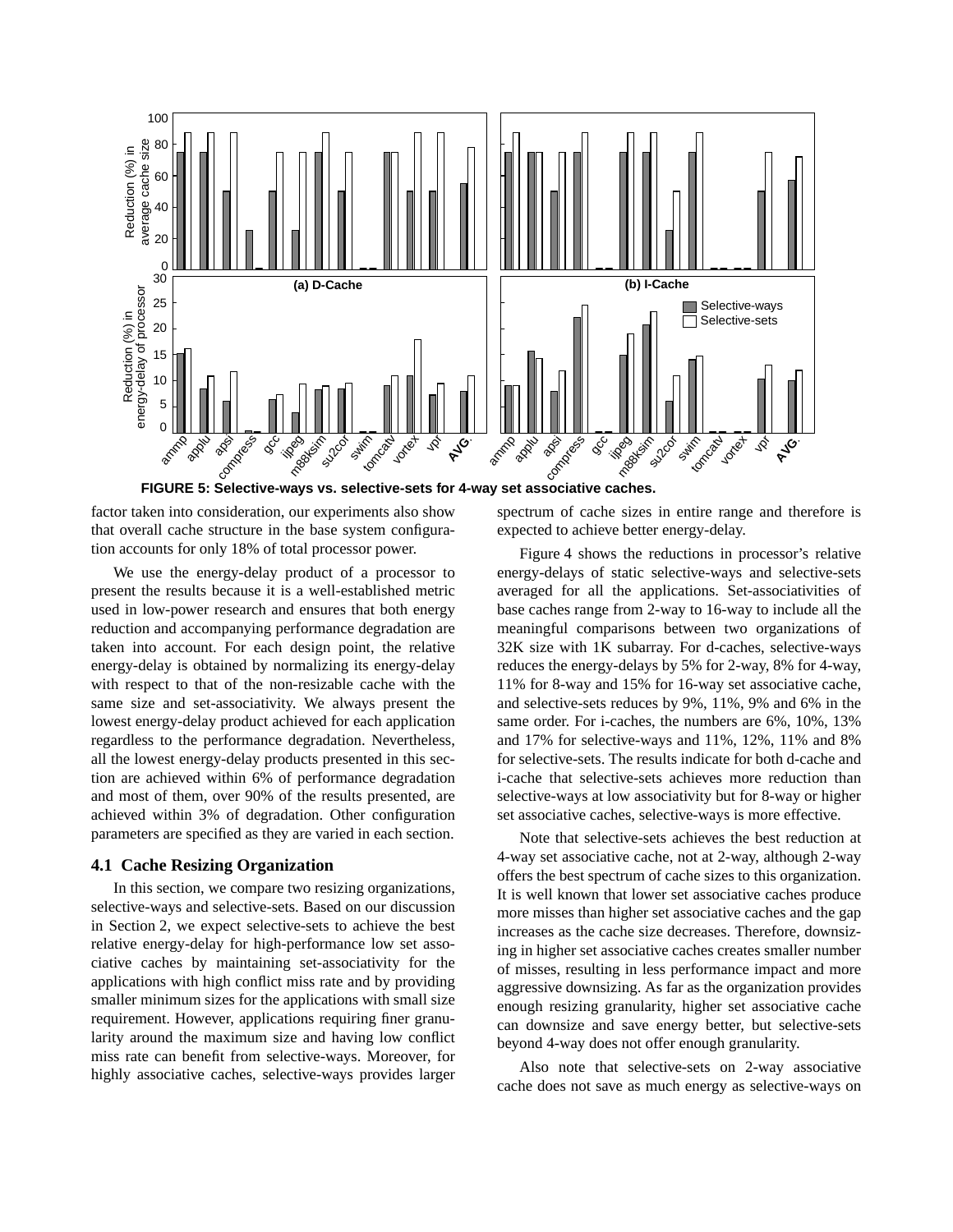100
80
60
40
20
0
Reduction (%) in average cache size

30
25
20
15
10
5
0
Reduction (%) in energy-delay of processor

(a) D-Cache
(b) I-Cache

Selective-ways
Selective-sets

ammp applu apsi compress gcc ijpeg m88ksim su2cor swim tomcatv vortex vpr AVG.

ammp applu apsi compress gcc ijpeg m88ksim su2cor swim tomcatv vortex vpr AVG.

**FIGURE 5: Selective-ways vs. selective-sets for 4-way set associative caches.**

factor taken into consideration, our experiments also show that overall cache structure in the base system configuration accounts for only 18% of total processor power.

We use the energy-delay product of a processor to present the results because it is a well-established metric used in low-power research and ensures that both energy reduction and accompanying performance degradation are taken into account. For each design point, the relative energy-delay is obtained by normalizing its energy-delay with respect to that of the non-resizable cache with the same size and set-associativity. We always present the lowest energy-delay product achieved for each application regardless to the performance degradation. Nevertheless, all the lowest energy-delay products presented in this section are achieved within 6% of performance degradation and most of them, over 90% of the results presented, are achieved within 3% of degradation. Other configuration parameters are specified as they are varied in each section.

## 4.1 Cache Resizing Organization

In this section, we compare two resizing organizations, selective-ways and selective-sets. Based on our discussion in Section 2, we expect selective-sets to achieve the best relative energy-delay for high-performance low set associative caches by maintaining set-associativity for the applications with high conflict miss rate and by providing smaller minimum sizes for the applications with small size requirement. However, applications requiring finer granularity around the maximum size and having low conflict miss rate can benefit from selective-ways. Moreover, for highly associative caches, selective-ways provides larger spectrum of cache sizes in entire range and therefore is expected to achieve better energy-delay.

Figure 4 shows the reductions in processor's relative energy-delays of static selective-ways and selective-sets averaged for all the applications. Set-associativities of base caches range from 2-way to 16-way to include all the meaningful comparisons between two organizations of 32K size with 1K subarray. For d-caches, selective-ways reduces the energy-delays by 5% for 2-way, 8% for 4-way, 11% for 8-way and 15% for 16-way set associative cache, and selective-sets reduces by 9%, 11%, 9% and 6% in the same order. For i-caches, the numbers are 6%, 10%, 13% and 17% for selective-ways and 11%, 12%, 11% and 8% for selective-sets. The results indicate for both d-cache and i-cache that selective-sets achieves more reduction than selective-ways at low associativity but for 8-way or higher set associative caches, selective-ways is more effective.

Note that selective-sets achieves the best reduction at 4-way set associative cache, not at 2-way, although 2-way offers the best spectrum of cache sizes to this organization. It is well known that lower set associative caches produce more misses than higher set associative caches and the gap increases as the cache size decreases. Therefore, downsizing in higher set associative caches creates smaller number of misses, resulting in less performance impact and more aggressive downsizing. As far as the organization provides enough resizing granularity, higher set associative cache can downsize and save energy better, but selective-sets beyond 4-way does not offer enough granularity.

Also note that selective-sets on 2-way associative cache does not save as much energy as selective-ways on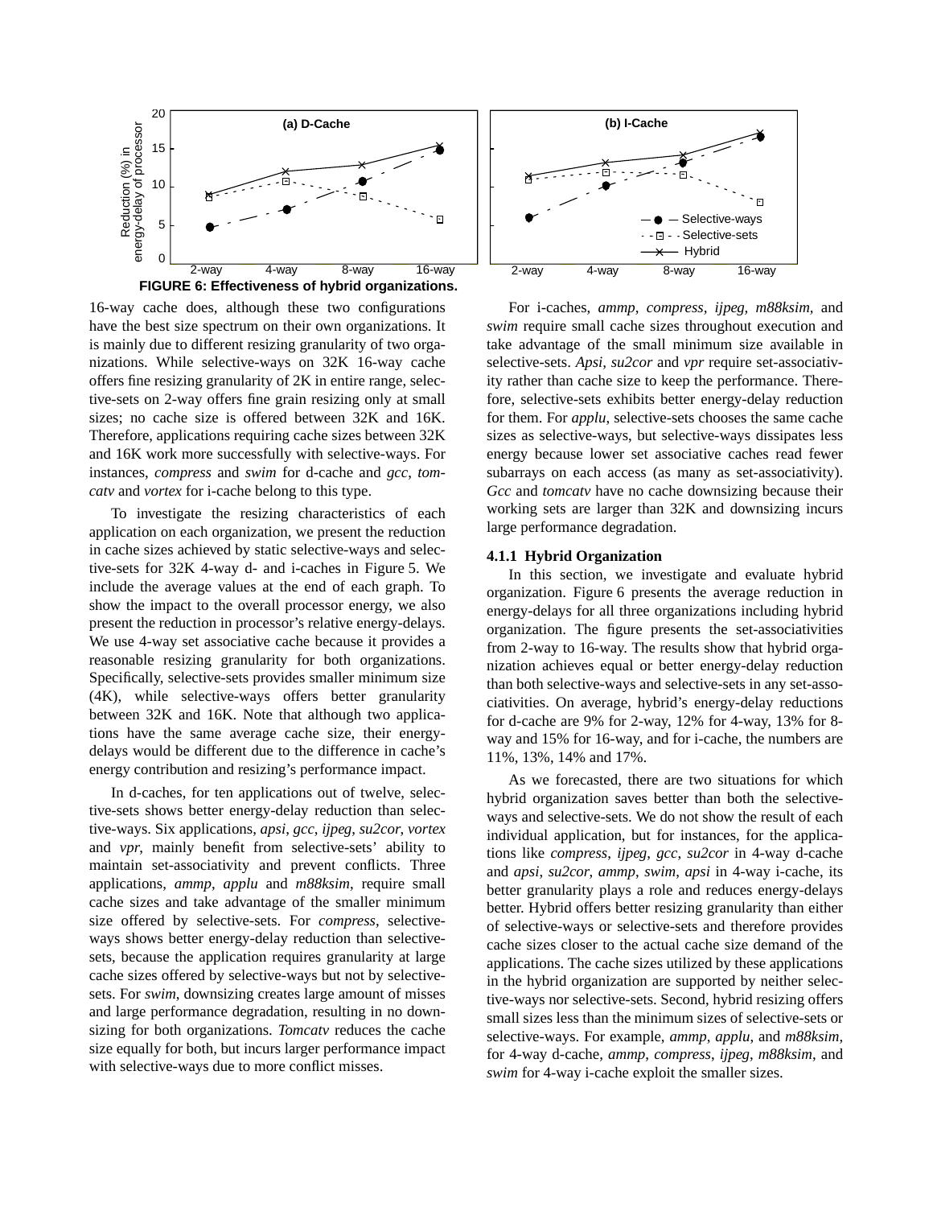(a) D-Cache

Reduction (%) in energy-delay of processor

20

15

10

5

0

2-way 4-way 8-way 16-way

(b) I-Cache

Selective-ways

Selective-sets

Hybrid

2-way 4-way 8-way 16-way

**FIGURE 6: Effectiveness of hybrid organizations.**

16-way cache does, although these two configurations have the best size spectrum on their own organizations. It is mainly due to different resizing granularity of two organizations. While selective-ways on 32K 16-way cache offers fine resizing granularity of 2K in entire range, selective-sets on 2-way offers fine grain resizing only at small sizes; no cache size is offered between 32K and 16K. Therefore, applications requiring cache sizes between 32K and 16K work more successfully with selective-ways. For instances, *compress* and *swim* for d-cache and *gcc*, *tomcatv* and *vortex* for i-cache belong to this type.

To investigate the resizing characteristics of each application on each organization, we present the reduction in cache sizes achieved by static selective-ways and selective-sets for 32K 4-way d- and i-caches in Figure 5. We include the average values at the end of each graph. To show the impact to the overall processor energy, we also present the reduction in processor's relative energy-delays. We use 4-way set associative cache because it provides a reasonable resizing granularity for both organizations. Specifically, selective-sets provides smaller minimum size (4K), while selective-ways offers better granularity between 32K and 16K. Note that although two applications have the same average cache size, their energy-delays would be different due to the difference in cache's energy contribution and resizing's performance impact.

In d-caches, for ten applications out of twelve, selective-sets shows better energy-delay reduction than selective-ways. Six applications, *apsi*, *gcc*, *ijpeg*, *su2cor*, *vortex* and *vpr*, mainly benefit from selective-sets' ability to maintain set-associativity and prevent conflicts. Three applications, *ammp*, *applu* and *m88ksim*, require small cache sizes and take advantage of the smaller minimum size offered by selective-sets. For *compress*, selective-ways shows better energy-delay reduction than selective-sets, because the application requires granularity at large cache sizes offered by selective-ways but not by selective-sets. For *swim*, downsizing creates large amount of misses and large performance degradation, resulting in no downsizing for both organizations. *Tomcatv* reduces the cache size equally for both, but incurs larger performance impact with selective-ways due to more conflict misses.

For i-caches, *ammp*, *compress*, *ijpeg*, *m88ksim*, and *swim* require small cache sizes throughout execution and take advantage of the small minimum size available in selective-sets. *Apsi*, *su2cor* and *vpr* require set-associativity rather than cache size to keep the performance. Therefore, selective-sets exhibits better energy-delay reduction for them. For *applu*, selective-sets chooses the same cache sizes as selective-ways, but selective-ways dissipates less energy because lower set associative caches read fewer subarrays on each access (as many as set-associativity). *Gcc* and *tomcatv* have no cache downsizing because their working sets are larger than 32K and downsizing incurs large performance degradation.

### 4.1.1 Hybrid Organization

In this section, we investigate and evaluate hybrid organization. Figure 6 presents the average reduction in energy-delays for all three organizations including hybrid organization. The figure presents the set-associativities from 2-way to 16-way. The results show that hybrid organization achieves equal or better energy-delay reduction than both selective-ways and selective-sets in any set-associativities. On average, hybrid's energy-delay reductions for d-cache are 9% for 2-way, 12% for 4-way, 13% for 8-way and 15% for 16-way, and for i-cache, the numbers are 11%, 13%, 14% and 17%.

As we forecasted, there are two situations for which hybrid organization saves better than both the selective-ways and selective-sets. We do not show the result of each individual application, but for instances, for the applications like *compress*, *ijpeg*, *gcc*, *su2cor* in 4-way d-cache and *apsi*, *su2cor*, *ammp*, *swim*, *apsi* in 4-way i-cache, its better granularity plays a role and reduces energy-delays better. Hybrid offers better resizing granularity than either of selective-ways or selective-sets and therefore provides cache sizes closer to the actual cache size demand of the applications. The cache sizes utilized by these applications in the hybrid organization are supported by neither selective-ways nor selective-sets. Second, hybrid resizing offers small sizes less than the minimum sizes of selective-sets or selective-ways. For example, *ammp*, *applu*, and *m88ksim*, for 4-way d-cache, *ammp*, *compress*, *ijpeg*, *m88ksim*, and *swim* for 4-way i-cache exploit the smaller sizes.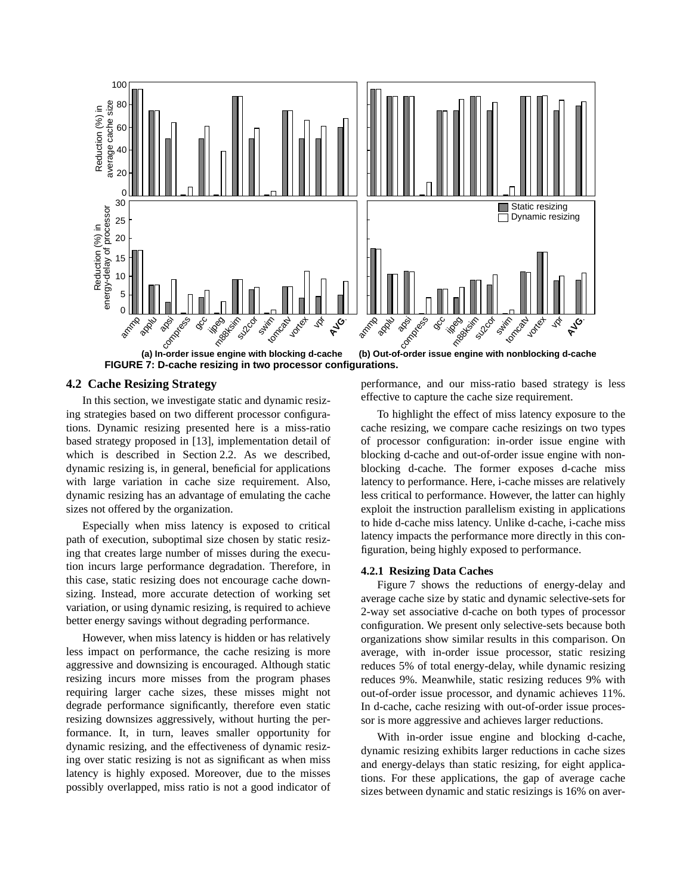Reduction (%) in average cache size

100
80
60
40
20
0

Reduction (%) in energy-delay of processor

30
25
20
15
10
5
0

Static resizing
Dynamic resizing

ammp applu apsi compress gcc ijpeg m88ksim su2cor swim tomcatv vortex vpr **AVG.**

ammp applu apsi compress gcc ijpeg m88ksim su2cor swim tomcatv vortex vpr **AVG.**

**(a) In-order issue engine with blocking d-cache** **(b) Out-of-order issue engine with nonblocking d-cache**

**FIGURE 7: D-cache resizing in two processor configurations.**

## 4.2 Cache Resizing Strategy

In this section, we investigate static and dynamic resizing strategies based on two different processor configurations. Dynamic resizing presented here is a miss-ratio based strategy proposed in [13], implementation detail of which is described in Section 2.2. As we described, dynamic resizing is, in general, beneficial for applications with large variation in cache size requirement. Also, dynamic resizing has an advantage of emulating the cache sizes not offered by the organization.

Especially when miss latency is exposed to critical path of execution, suboptimal size chosen by static resizing that creates large number of misses during the execution incurs large performance degradation. Therefore, in this case, static resizing does not encourage cache downsizing. Instead, more accurate detection of working set variation, or using dynamic resizing, is required to achieve better energy savings without degrading performance.

However, when miss latency is hidden or has relatively less impact on performance, the cache resizing is more aggressive and downsizing is encouraged. Although static resizing incurs more misses from the program phases requiring larger cache sizes, these misses might not degrade performance significantly, therefore even static resizing downsizes aggressively, without hurting the performance. It, in turn, leaves smaller opportunity for dynamic resizing, and the effectiveness of dynamic resizing over static resizing is not as significant as when miss latency is highly exposed. Moreover, due to the misses possibly overlapped, miss ratio is not a good indicator of performance, and our miss-ratio based strategy is less effective to capture the cache size requirement.

To highlight the effect of miss latency exposure to the cache resizing, we compare cache resizings on two types of processor configuration: in-order issue engine with blocking d-cache and out-of-order issue engine with non-blocking d-cache. The former exposes d-cache miss latency to performance. Here, i-cache misses are relatively less critical to performance. However, the latter can highly exploit the instruction parallelism existing in applications to hide d-cache miss latency. Unlike d-cache, i-cache miss latency impacts the performance more directly in this configuration, being highly exposed to performance.

### 4.2.1 Resizing Data Caches

Figure 7 shows the reductions of energy-delay and average cache size by static and dynamic selective-sets for 2-way set associative d-cache on both types of processor configuration. We present only selective-sets because both organizations show similar results in this comparison. On average, with in-order issue processor, static resizing reduces 5% of total energy-delay, while dynamic resizing reduces 9%. Meanwhile, static resizing reduces 9% with out-of-order issue processor, and dynamic achieves 11%. In d-cache, cache resizing with out-of-order issue processor is more aggressive and achieves larger reductions.

With in-order issue engine and blocking d-cache, dynamic resizing exhibits larger reductions in cache sizes and energy-delays than static resizing, for eight applications. For these applications, the gap of average cache sizes between dynamic and static resizings is 16% on aver-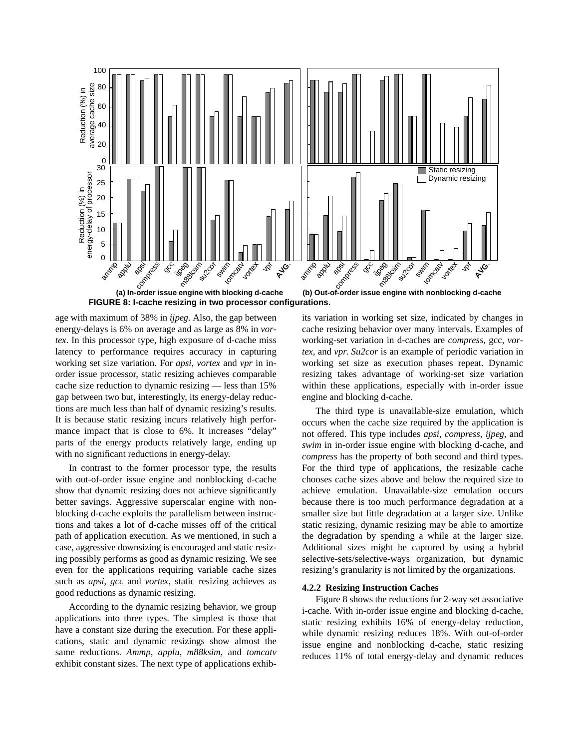Reduction (%) in average cache size

100
80
60
40
20
0

Reduction (%) in energy-delay of processor

30
25
20
15
10
5
0

Static resizing
Dynamic resizing

ammp applu apsi compress gcc ijpeg m88ksim su2cor swim tomcatv vortex vpr AVG.

ammp applu apsi compress gcc ijpeg m88ksim su2cor swim tomcatv vortex vpr AVG.

(a) In-order issue engine with blocking d-cache

(b) Out-of-order issue engine with nonblocking d-cache

**FIGURE 8: I-cache resizing in two processor configurations.**

age with maximum of 38% in *ijpeg*. Also, the gap between energy-delays is 6% on average and as large as 8% in *vortex*. In this processor type, high exposure of d-cache miss latency to performance requires accuracy in capturing working set size variation. For *apsi*, *vortex* and *vpr* in in-order issue processor, static resizing achieves comparable cache size reduction to dynamic resizing — less than 15% gap between two but, interestingly, its energy-delay reductions are much less than half of dynamic resizing's results. It is because static resizing incurs relatively high performance impact that is close to 6%. It increases "delay" parts of the energy products relatively large, ending up with no significant reductions in energy-delay.

In contrast to the former processor type, the results with out-of-order issue engine and nonblocking d-cache show that dynamic resizing does not achieve significantly better savings. Aggressive superscalar engine with nonblocking d-cache exploits the parallelism between instructions and takes a lot of d-cache misses off of the critical path of application execution. As we mentioned, in such a case, aggressive downsizing is encouraged and static resizing possibly performs as good as dynamic resizing. We see even for the applications requiring variable cache sizes such as *apsi*, *gcc* and *vortex*, static resizing achieves as good reductions as dynamic resizing.

According to the dynamic resizing behavior, we group applications into three types. The simplest is those that have a constant size during the execution. For these applications, static and dynamic resizings show almost the same reductions. *Ammp*, *applu*, *m88ksim*, and *tomcatv* exhibit constant sizes. The next type of applications exhibits its variation in working set size, indicated by changes in cache resizing behavior over many intervals. Examples of working-set variation in d-caches are *compress*, gcc, *vortex*, and *vpr. Su2cor* is an example of periodic variation in working set size as execution phases repeat. Dynamic resizing takes advantage of working-set size variation within these applications, especially with in-order issue engine and blocking d-cache.

The third type is unavailable-size emulation, which occurs when the cache size required by the application is not offered. This type includes *apsi*, *compress*, *ijpeg*, and *swim* in in-order issue engine with blocking d-cache, and *compress* has the property of both second and third types. For the third type of applications, the resizable cache chooses cache sizes above and below the required size to achieve emulation. Unavailable-size emulation occurs because there is too much performance degradation at a smaller size but little degradation at a larger size. Unlike static resizing, dynamic resizing may be able to amortize the degradation by spending a while at the larger size. Additional sizes might be captured by using a hybrid selective-sets/selective-ways organization, but dynamic resizing's granularity is not limited by the organizations.

#### 4.2.2 Resizing Instruction Caches

Figure 8 shows the reductions for 2-way set associative i-cache. With in-order issue engine and blocking d-cache, static resizing exhibits 16% of energy-delay reduction, while dynamic resizing reduces 18%. With out-of-order issue engine and nonblocking d-cache, static resizing reduces 11% of total energy-delay and dynamic reduces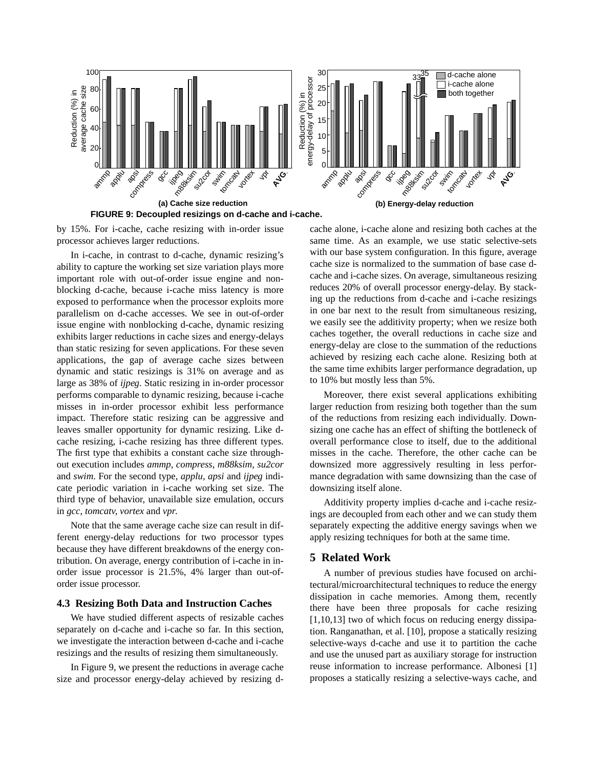100

80

60

40

20

0

Reduction (%) in average cache size

ammp applu apsi compress gcc ijpeg m88ksim su2cor swim tomcatv vortex vpr **AVG.**

**(a) Cache size reduction**

30

25

20

15

10

5

0

Reduction (%) in energy-delay of processor

33 35

d-cache alone

i-cache alone

both together

ammp applu apsi compress gcc ijpeg m88ksim su2cor swim tomcatv vortex vpr **AVG.**

**(b) Energy-delay reduction**

**FIGURE 9: Decoupled resizings on d-cache and i-cache.**

by 15%. For i-cache, cache resizing with in-order issue processor achieves larger reductions.

In i-cache, in contrast to d-cache, dynamic resizing's ability to capture the working set size variation plays more important role with out-of-order issue engine and non-blocking d-cache, because i-cache miss latency is more exposed to performance when the processor exploits more parallelism on d-cache accesses. We see in out-of-order issue engine with nonblocking d-cache, dynamic resizing exhibits larger reductions in cache sizes and energy-delays than static resizing for seven applications. For these seven applications, the gap of average cache sizes between dynamic and static resizings is 31% on average and as large as 38% of *ijpeg*. Static resizing in in-order processor performs comparable to dynamic resizing, because i-cache misses in in-order processor exhibit less performance impact. Therefore static resizing can be aggressive and leaves smaller opportunity for dynamic resizing. Like d-cache resizing, i-cache resizing has three different types. The first type that exhibits a constant cache size throughout execution includes *ammp*, *compress*, *m88ksim*, *su2cor* and *swim*. For the second type, *applu*, *apsi* and *ijpeg* indicate periodic variation in i-cache working set size. The third type of behavior, unavailable size emulation, occurs in *gcc*, *tomcatv*, *vortex* and *vpr.*

Note that the same average cache size can result in different energy-delay reductions for two processor types because they have different breakdowns of the energy contribution. On average, energy contribution of i-cache in in-order issue processor is 21.5%, 4% larger than out-of-order issue processor.

### 4.3 Resizing Both Data and Instruction Caches

We have studied different aspects of resizable caches separately on d-cache and i-cache so far. In this section, we investigate the interaction between d-cache and i-cache resizings and the results of resizing them simultaneously.

In Figure 9, we present the reductions in average cache size and processor energy-delay achieved by resizing d-cache alone, i-cache alone and resizing both caches at the same time. As an example, we use static selective-sets with our base system configuration. In this figure, average cache size is normalized to the summation of base case d-cache and i-cache sizes. On average, simultaneous resizing reduces 20% of overall processor energy-delay. By stacking up the reductions from d-cache and i-cache resizings in one bar next to the result from simultaneous resizing, we easily see the additivity property; when we resize both caches together, the overall reductions in cache size and energy-delay are close to the summation of the reductions achieved by resizing each cache alone. Resizing both at the same time exhibits larger performance degradation, up to 10% but mostly less than 5%.

Moreover, there exist several applications exhibiting larger reduction from resizing both together than the sum of the reductions from resizing each individually. Downsizing one cache has an effect of shifting the bottleneck of overall performance close to itself, due to the additional misses in the cache. Therefore, the other cache can be downsized more aggressively resulting in less performance degradation with same downsizing than the case of downsizing itself alone.

Additivity property implies d-cache and i-cache resizings are decoupled from each other and we can study them separately expecting the additive energy savings when we apply resizing techniques for both at the same time.

## 5 Related Work

A number of previous studies have focused on architectural/microarchitectural techniques to reduce the energy dissipation in cache memories. Among them, recently there have been three proposals for cache resizing [1,10,13] two of which focus on reducing energy dissipation. Ranganathan, et al. [10], propose a statically resizing selective-ways d-cache and use it to partition the cache and use the unused part as auxiliary storage for instruction reuse information to increase performance. Albonesi [1] proposes a statically resizing a selective-ways cache, and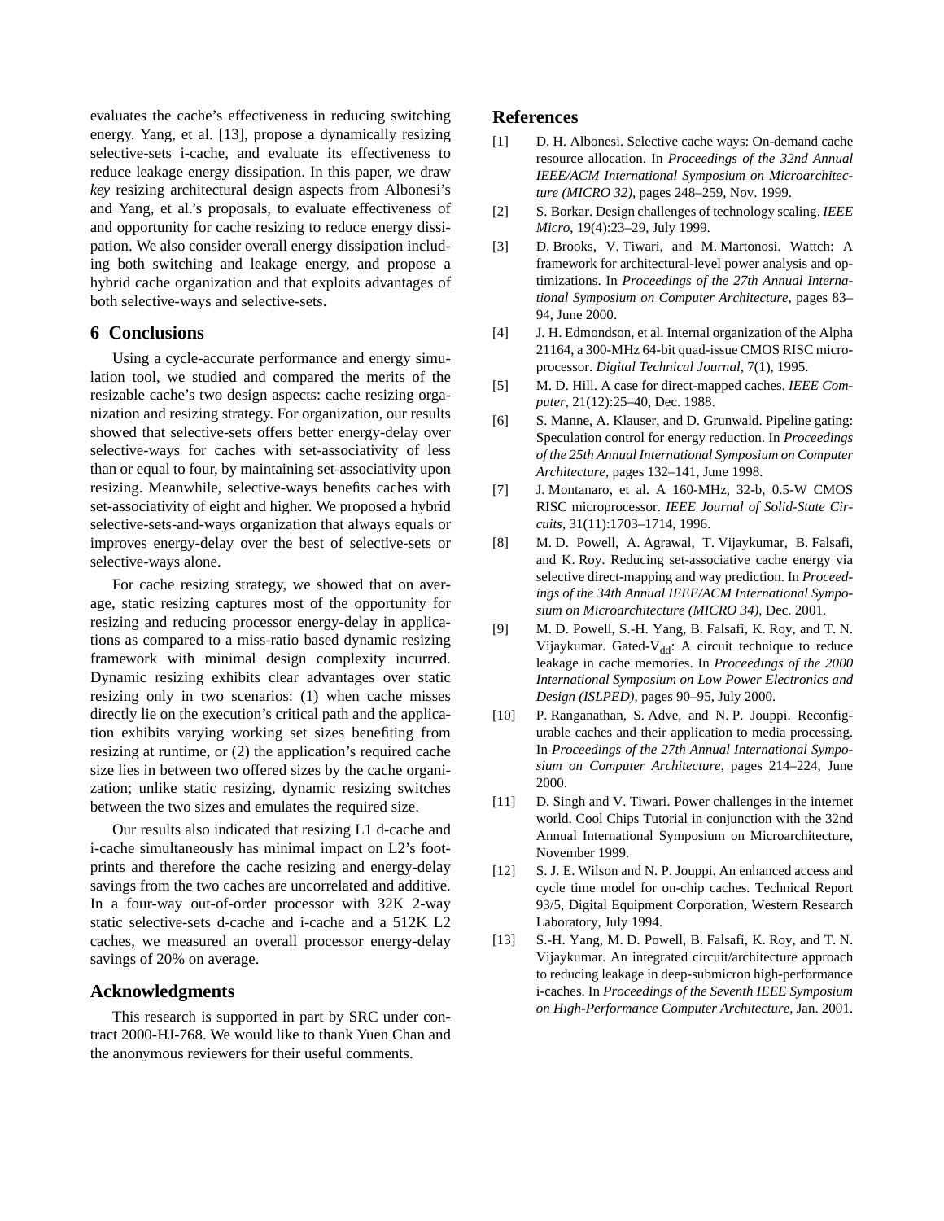evaluates the cache's effectiveness in reducing switching energy. Yang, et al. [13], propose a dynamically resizing selective-sets i-cache, and evaluate its effectiveness to reduce leakage energy dissipation. In this paper, we draw *key* resizing architectural design aspects from Albonesi's and Yang, et al.'s proposals, to evaluate effectiveness of and opportunity for cache resizing to reduce energy dissipation. We also consider overall energy dissipation including both switching and leakage energy, and propose a hybrid cache organization and that exploits advantages of both selective-ways and selective-sets.

## 6 Conclusions

Using a cycle-accurate performance and energy simulation tool, we studied and compared the merits of the resizable cache's two design aspects: cache resizing organization and resizing strategy. For organization, our results showed that selective-sets offers better energy-delay over selective-ways for caches with set-associativity of less than or equal to four, by maintaining set-associativity upon resizing. Meanwhile, selective-ways benefits caches with set-associativity of eight and higher. We proposed a hybrid selective-sets-and-ways organization that always equals or improves energy-delay over the best of selective-sets or selective-ways alone.

For cache resizing strategy, we showed that on average, static resizing captures most of the opportunity for resizing and reducing processor energy-delay in applications as compared to a miss-ratio based dynamic resizing framework with minimal design complexity incurred. Dynamic resizing exhibits clear advantages over static resizing only in two scenarios: (1) when cache misses directly lie on the execution's critical path and the application exhibits varying working set sizes benefiting from resizing at runtime, or (2) the application's required cache size lies in between two offered sizes by the cache organization; unlike static resizing, dynamic resizing switches between the two sizes and emulates the required size.

Our results also indicated that resizing L1 d-cache and i-cache simultaneously has minimal impact on L2's footprints and therefore the cache resizing and energy-delay savings from the two caches are uncorrelated and additive. In a four-way out-of-order processor with 32K 2-way static selective-sets d-cache and i-cache and a 512K L2 caches, we measured an overall processor energy-delay savings of 20% on average.

## Acknowledgments

This research is supported in part by SRC under contract 2000-HJ-768. We would like to thank Yuen Chan and the anonymous reviewers for their useful comments.

## References

[1] D. H. Albonesi. Selective cache ways: On-demand cache resource allocation. In *Proceedings of the 32nd Annual IEEE/ACM International Symposium on Microarchitecture (MICRO 32)*, pages 248–259, Nov. 1999.

[2] S. Borkar. Design challenges of technology scaling. *IEEE Micro*, 19(4):23–29, July 1999.

[3] D. Brooks, V. Tiwari, and M. Martonosi. Wattch: A framework for architectural-level power analysis and optimizations. In *Proceedings of the 27th Annual International Symposium on Computer Architecture*, pages 83–94, June 2000.

[4] J. H. Edmondson, et al. Internal organization of the Alpha 21164, a 300-MHz 64-bit quad-issue CMOS RISC microprocessor. *Digital Technical Journal*, 7(1), 1995.

[5] M. D. Hill. A case for direct-mapped caches. *IEEE Computer*, 21(12):25–40, Dec. 1988.

[6] S. Manne, A. Klauser, and D. Grunwald. Pipeline gating: Speculation control for energy reduction. In *Proceedings of the 25th Annual International Symposium on Computer Architecture*, pages 132–141, June 1998.

[7] J. Montanaro, et al. A 160-MHz, 32-b, 0.5-W CMOS RISC microprocessor. *IEEE Journal of Solid-State Circuits*, 31(11):1703–1714, 1996.

[8] M. D. Powell, A. Agrawal, T. Vijaykumar, B. Falsafi, and K. Roy. Reducing set-associative cache energy via selective direct-mapping and way prediction. In *Proceedings of the 34th Annual IEEE/ACM International Symposium on Microarchitecture (MICRO 34)*, Dec. 2001.

[9] M. D. Powell, S.-H. Yang, B. Falsafi, K. Roy, and T. N. Vijaykumar. Gated-$V_{dd}$: A circuit technique to reduce leakage in cache memories. In *Proceedings of the 2000 International Symposium on Low Power Electronics and Design (ISLPED)*, pages 90–95, July 2000.

[10] P. Ranganathan, S. Adve, and N. P. Jouppi. Reconfigurable caches and their application to media processing. In *Proceedings of the 27th Annual International Symposium on Computer Architecture*, pages 214–224, June 2000.

[11] D. Singh and V. Tiwari. Power challenges in the internet world. Cool Chips Tutorial in conjunction with the 32nd Annual International Symposium on Microarchitecture, November 1999.

[12] S. J. E. Wilson and N. P. Jouppi. An enhanced access and cycle time model for on-chip caches. Technical Report 93/5, Digital Equipment Corporation, Western Research Laboratory, July 1994.

[13] S.-H. Yang, M. D. Powell, B. Falsafi, K. Roy, and T. N. Vijaykumar. An integrated circuit/architecture approach to reducing leakage in deep-submicron high-performance i-caches. In *Proceedings of the Seventh IEEE Symposium on High-Performance Computer Architecture*, Jan. 2001.